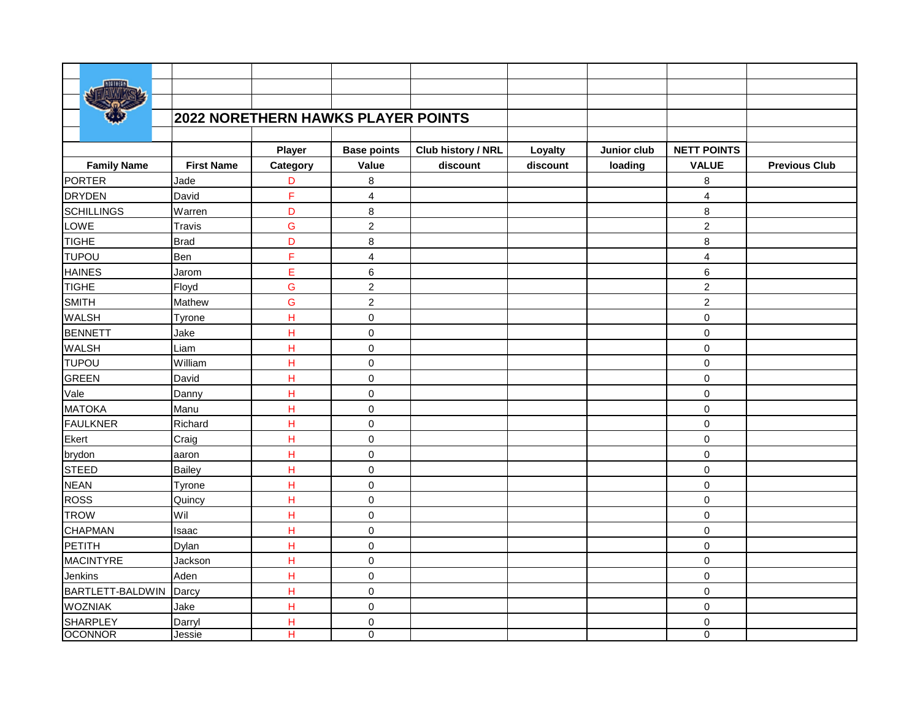# 2022 NORETHERN HAWKS PLAYER POINTS

| Family Name | First Name | Player Category | Base points Value | Club history / NRL discount | Loyalty discount | Junior club loading | NETT POINTS VALUE | Previous Club |
|---|---|---|---|---|---|---|---|---|
| PORTER | Jade | D | 8 | | | | 8 | |
| DRYDEN | David | F | 4 | | | | 4 | |
| SCHILLINGS | Warren | D | 8 | | | | 8 | |
| LOWE | Travis | G | 2 | | | | 2 | |
| TIGHE | Brad | D | 8 | | | | 8 | |
| TUPOU | Ben | F | 4 | | | | 4 | |
| HAINES | Jarom | E | 6 | | | | 6 | |
| TIGHE | Floyd | G | 2 | | | | 2 | |
| SMITH | Mathew | G | 2 | | | | 2 | |
| WALSH | Tyrone | H | 0 | | | | 0 | |
| BENNETT | Jake | H | 0 | | | | 0 | |
| WALSH | Liam | H | 0 | | | | 0 | |
| TUPOU | William | H | 0 | | | | 0 | |
| GREEN | David | H | 0 | | | | 0 | |
| Vale | Danny | H | 0 | | | | 0 | |
| MATOKA | Manu | H | 0 | | | | 0 | |
| FAULKNER | Richard | H | 0 | | | | 0 | |
| Ekert | Craig | H | 0 | | | | 0 | |
| brydon | aaron | H | 0 | | | | 0 | |
| STEED | Bailey | H | 0 | | | | 0 | |
| NEAN | Tyrone | H | 0 | | | | 0 | |
| ROSS | Quincy | H | 0 | | | | 0 | |
| TROW | Wil | H | 0 | | | | 0 | |
| CHAPMAN | Isaac | H | 0 | | | | 0 | |
| PETITH | Dylan | H | 0 | | | | 0 | |
| MACINTYRE | Jackson | H | 0 | | | | 0 | |
| Jenkins | Aden | H | 0 | | | | 0 | |
| BARTLETT-BALDWIN | Darcy | H | 0 | | | | 0 | |
| WOZNIAK | Jake | H | 0 | | | | 0 | |
| SHARPLEY | Darryl | H | 0 | | | | 0 | |
| OCONNOR | Jessie | H | 0 | | | | 0 | |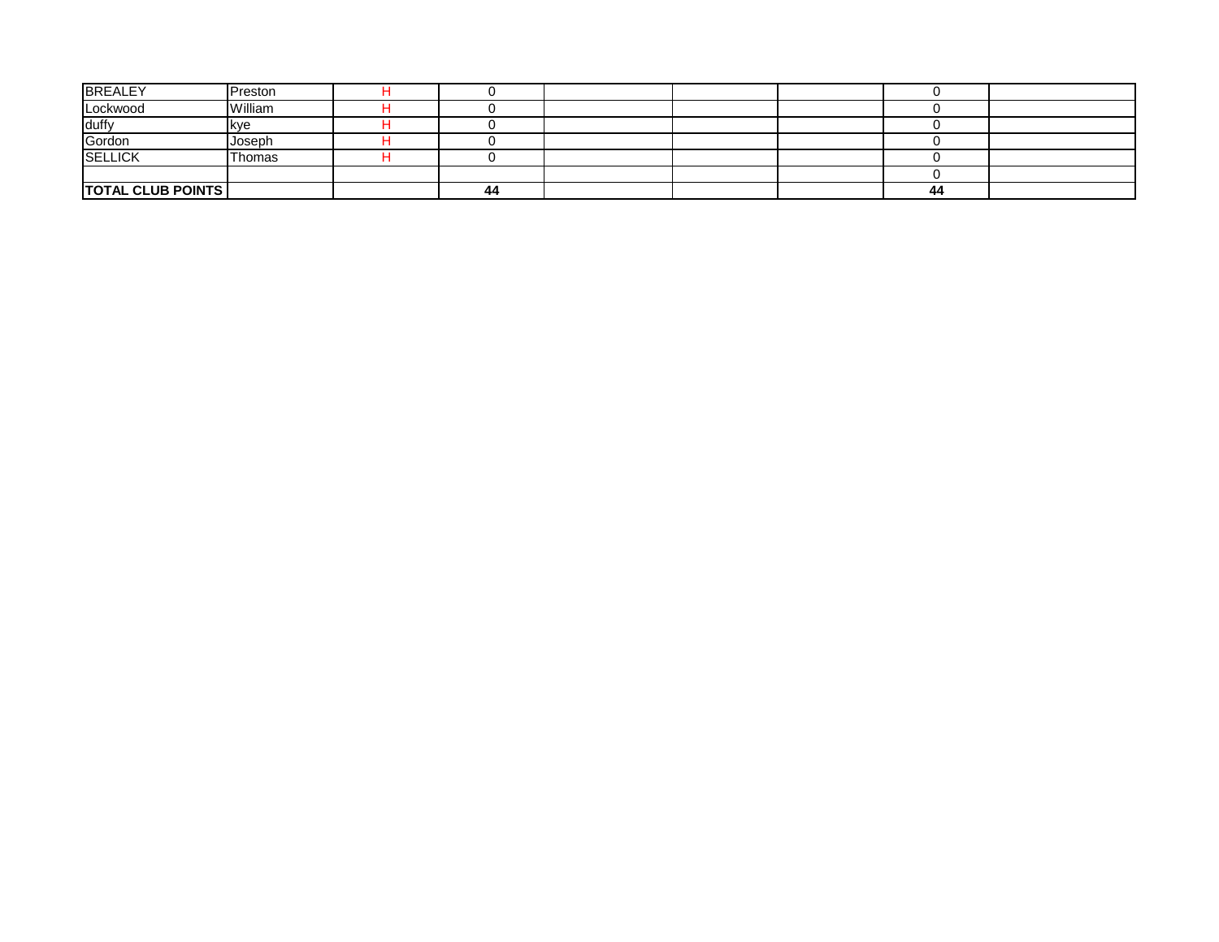| | | | | | | | | |
|---|---|---|---|---|---|---|---|---|
| BREALEY | Preston | H | 0 | | | | 0 | |
| Lockwood | William | H | 0 | | | | 0 | |
| duffy | kye | H | 0 | | | | 0 | |
| Gordon | Joseph | H | 0 | | | | 0 | |
| SELLICK | Thomas | H | 0 | | | | 0 | |
| | | | | | | | 0 | |
| **TOTAL CLUB POINTS** | | | **44** | | | | **44** | |